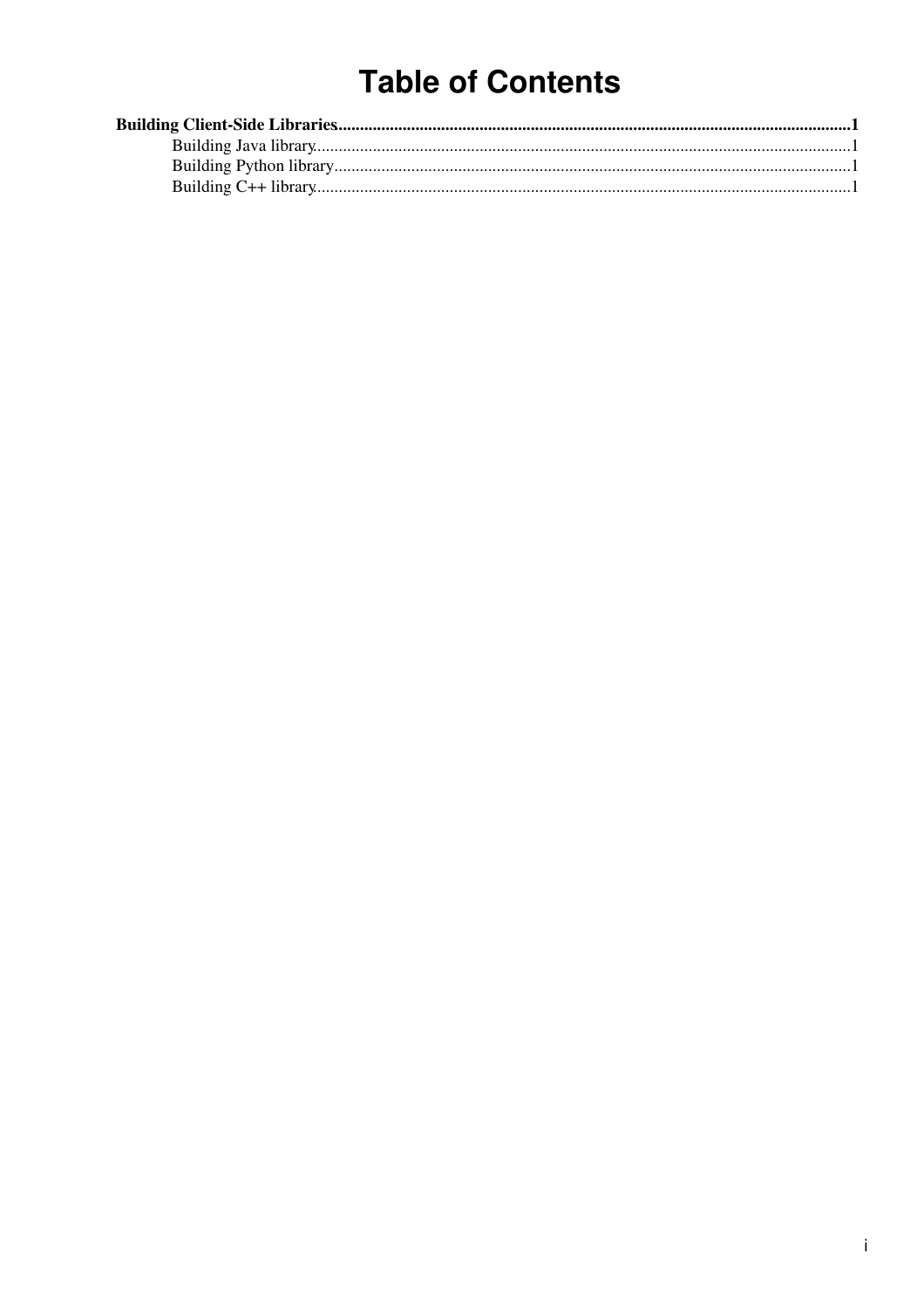# Table of Contents

**Building Client-Side Libraries....................................................................................................1**

- Building Java library....................................................................................................1
- Building Python library....................................................................................................1
- Building C++ library....................................................................................................1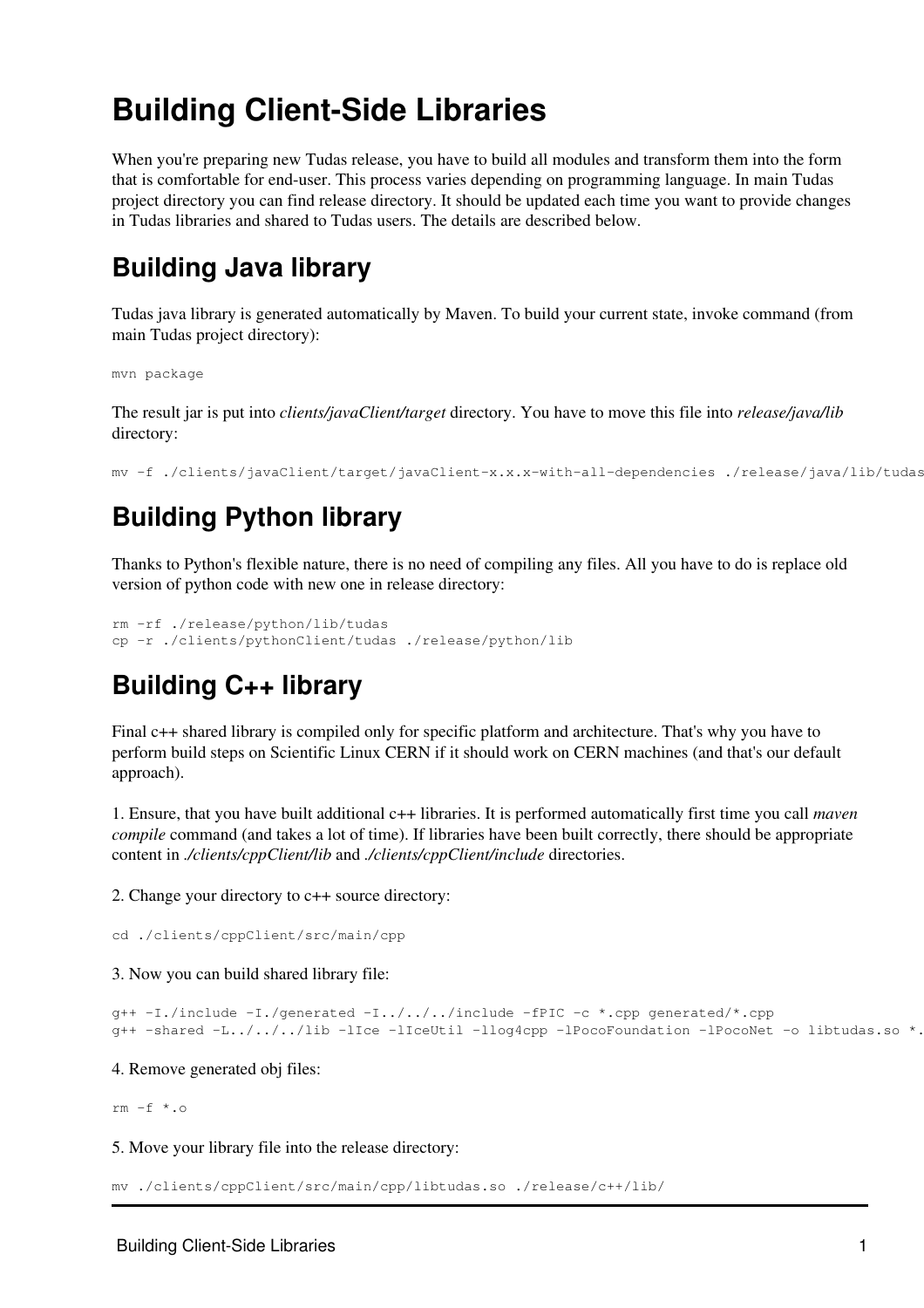# Building Client-Side Libraries

When you're preparing new Tudas release, you have to build all modules and transform them into the form that is comfortable for end-user. This process varies depending on programming language. In main Tudas project directory you can find release directory. It should be updated each time you want to provide changes in Tudas libraries and shared to Tudas users. The details are described below.

## Building Java library

Tudas java library is generated automatically by Maven. To build your current state, invoke command (from main Tudas project directory):

```
mvn package
```

The result jar is put into *clients/javaClient/target* directory. You have to move this file into *release/java/lib* directory:

```
mv -f ./clients/javaClient/target/javaClient-x.x.x-with-all-dependencies ./release/java/lib/tudas
```

## Building Python library

Thanks to Python's flexible nature, there is no need of compiling any files. All you have to do is replace old version of python code with new one in release directory:

```
rm -rf ./release/python/lib/tudas
cp -r ./clients/pythonClient/tudas ./release/python/lib
```

## Building C++ library

Final c++ shared library is compiled only for specific platform and architecture. That's why you have to perform build steps on Scientific Linux CERN if it should work on CERN machines (and that's our default approach).

1. Ensure, that you have built additional c++ libraries. It is performed automatically first time you call *maven compile* command (and takes a lot of time). If libraries have been built correctly, there should be appropriate content in *./clients/cppClient/lib* and *./clients/cppClient/include* directories.

2. Change your directory to c++ source directory:

```
cd ./clients/cppClient/src/main/cpp
```

3. Now you can build shared library file:

```
g++ -I./include -I./generated -I../../../include -fPIC -c *.cpp generated/*.cpp
g++ -shared -L../../../lib -lIce -lIceUtil -llog4cpp -lPocoFoundation -lPocoNet -o libtudas.so *.
```

4. Remove generated obj files:

```
rm -f *.o
```

5. Move your library file into the release directory:

```
mv ./clients/cppClient/src/main/cpp/libtudas.so ./release/c++/lib/
```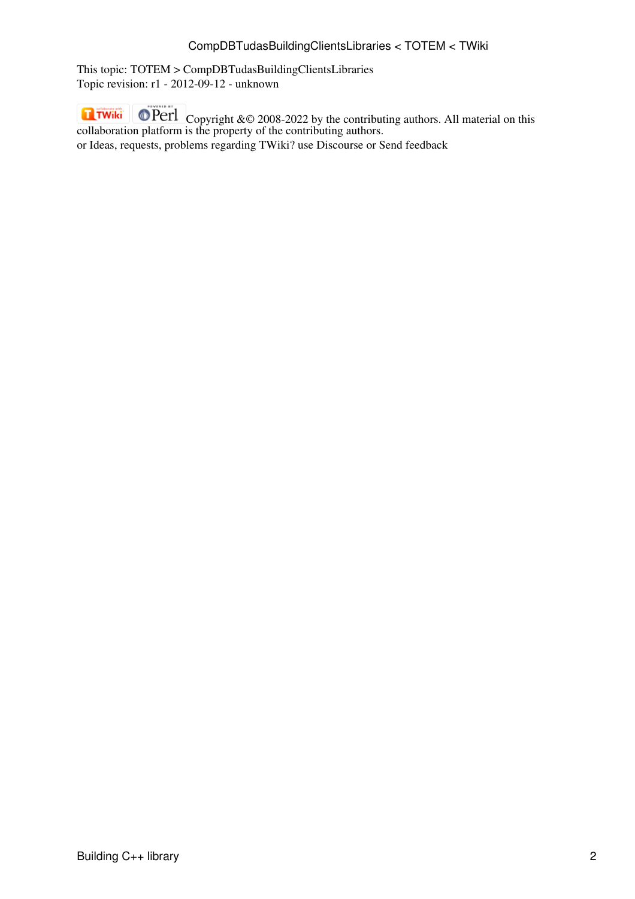This topic: TOTEM > CompDBTudasBuildingClientsLibraries
Topic revision: r1 - 2012-09-12 - unknown

Copyright &© 2008-2022 by the contributing authors. All material on this collaboration platform is the property of the contributing authors.
or Ideas, requests, problems regarding TWiki? use Discourse or Send feedback